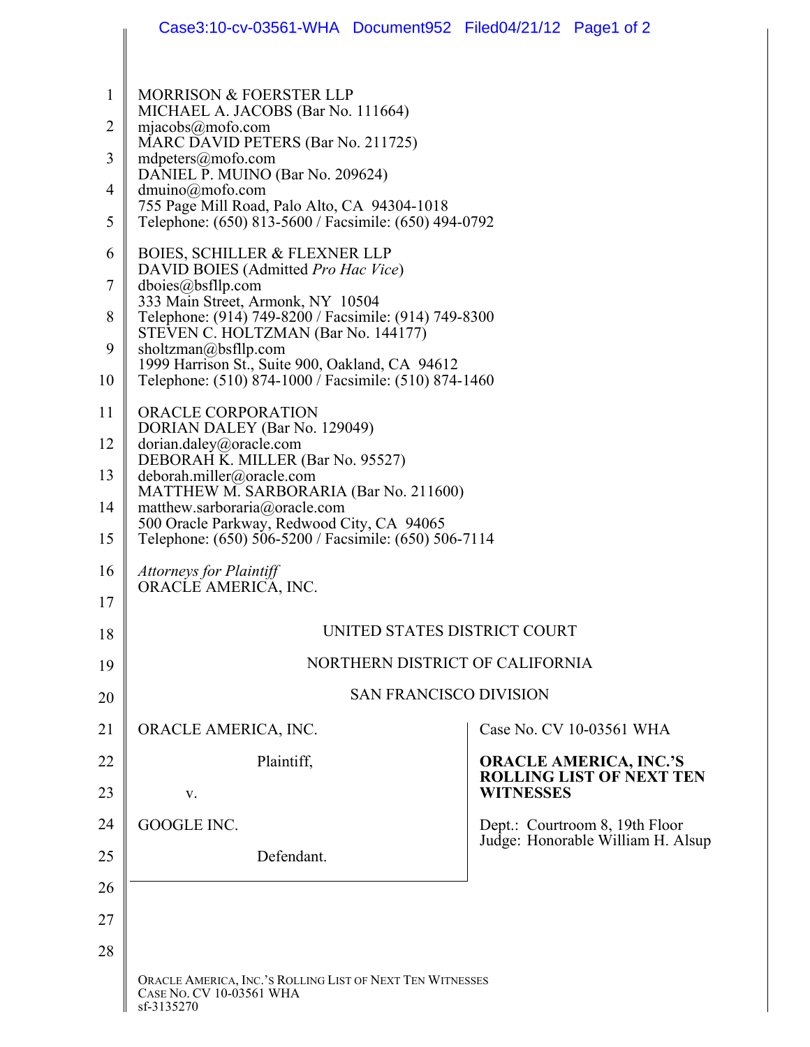MORRISON & FOERSTER LLP
MICHAEL A. JACOBS (Bar No. 111664)
mjacobs@mofo.com
MARC DAVID PETERS (Bar No. 211725)
mdpeters@mofo.com
DANIEL P. MUINO (Bar No. 209624)
dmuino@mofo.com
755 Page Mill Road, Palo Alto, CA 94304-1018
Telephone: (650) 813-5600 / Facsimile: (650) 494-0792

BOIES, SCHILLER & FLEXNER LLP
DAVID BOIES (Admitted *Pro Hac Vice*)
dboies@bsfllp.com
333 Main Street, Armonk, NY 10504
Telephone: (914) 749-8200 / Facsimile: (914) 749-8300
STEVEN C. HOLTZMAN (Bar No. 144177)
sholtzman@bsfllp.com
1999 Harrison St., Suite 900, Oakland, CA 94612
Telephone: (510) 874-1000 / Facsimile: (510) 874-1460

ORACLE CORPORATION
DORIAN DALEY (Bar No. 129049)
dorian.daley@oracle.com
DEBORAH K. MILLER (Bar No. 95527)
deborah.miller@oracle.com
MATTHEW M. SARBORARIA (Bar No. 211600)
matthew.sarboraria@oracle.com
500 Oracle Parkway, Redwood City, CA 94065
Telephone: (650) 506-5200 / Facsimile: (650) 506-7114

*Attorneys for Plaintiff*
ORACLE AMERICA, INC.

UNITED STATES DISTRICT COURT

NORTHERN DISTRICT OF CALIFORNIA

SAN FRANCISCO DIVISION

ORACLE AMERICA, INC.

Plaintiff,

v.

GOOGLE INC.

Defendant.

Case No. CV 10-03561 WHA

**ORACLE AMERICA, INC.'S ROLLING LIST OF NEXT TEN WITNESSES**

Dept.: Courtroom 8, 19th Floor
Judge: Honorable William H. Alsup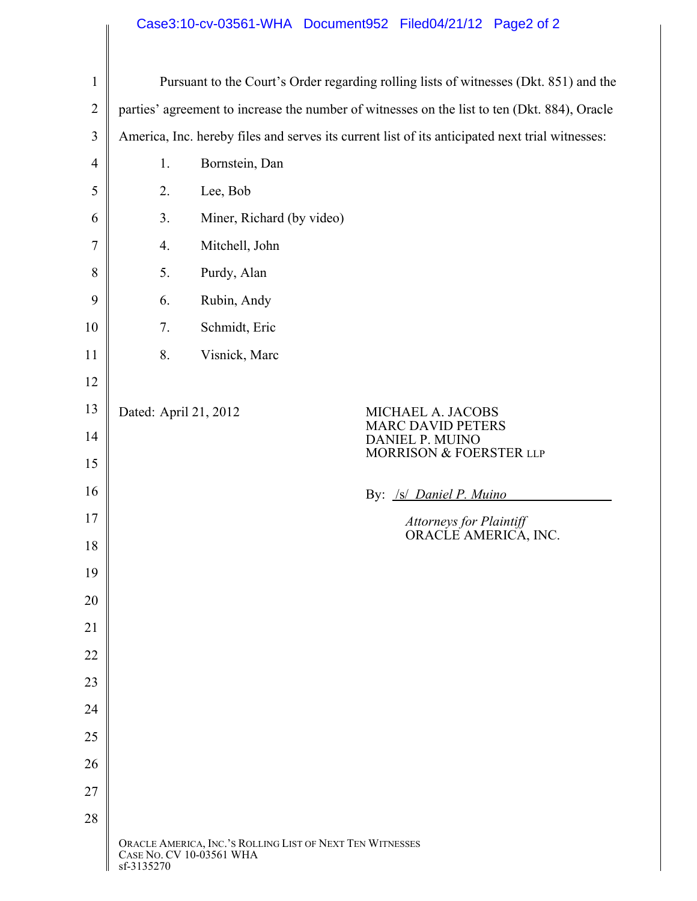Pursuant to the Court's Order regarding rolling lists of witnesses (Dkt. 851) and the parties' agreement to increase the number of witnesses on the list to ten (Dkt. 884), Oracle America, Inc. hereby files and serves its current list of its anticipated next trial witnesses:

1. Bornstein, Dan
2. Lee, Bob
3. Miner, Richard (by video)
4. Mitchell, John
5. Purdy, Alan
6. Rubin, Andy
7. Schmidt, Eric
8. Visnick, Marc

Dated: April 21, 2012

MICHAEL A. JACOBS
MARC DAVID PETERS
DANIEL P. MUINO
MORRISON & FOERSTER LLP

By: /s/ *Daniel P. Muino*

*Attorneys for Plaintiff*
ORACLE AMERICA, INC.

ORACLE AMERICA, INC.'S ROLLING LIST OF NEXT TEN WITNESSES
CASE NO. CV 10-03561 WHA
sf-3135270